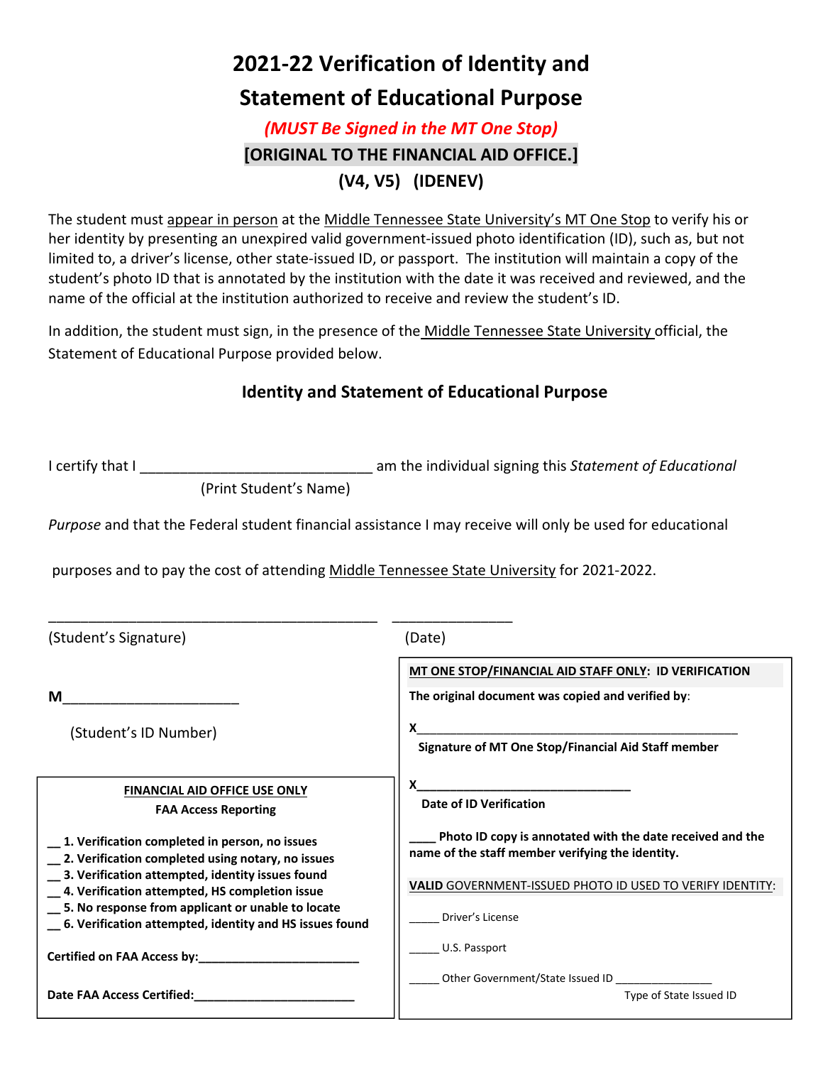# 2021-22 Verification of Identity and Statement of Educational Purpose

***(MUST Be Signed in the MT One Stop)***

**[ORIGINAL TO THE FINANCIAL AID OFFICE.]**

**(V4, V5) (IDENEV)**

The student must appear in person at the Middle Tennessee State University's MT One Stop to verify his or her identity by presenting an unexpired valid government-issued photo identification (ID), such as, but not limited to, a driver's license, other state-issued ID, or passport. The institution will maintain a copy of the student's photo ID that is annotated by the institution with the date it was received and reviewed, and the name of the official at the institution authorized to receive and review the student's ID.

In addition, the student must sign, in the presence of the Middle Tennessee State University official, the Statement of Educational Purpose provided below.

## Identity and Statement of Educational Purpose

I certify that I ____________________________ am the individual signing this *Statement of Educational*
(Print Student's Name)

*Purpose* and that the Federal student financial assistance I may receive will only be used for educational purposes and to pay the cost of attending Middle Tennessee State University for 2021-2022.

________________________________________ _______________
(Student's Signature) (Date)

M_____________________

(Student's ID Number)

**MT ONE STOP/FINANCIAL AID STAFF ONLY: ID VERIFICATION**

**The original document was copied and verified by:**

X______________________________________________
**Signature of MT One Stop/Financial Aid Staff member**

X_______________________________
**Date of ID Verification**

**____ Photo ID copy is annotated with the date received and the name of the staff member verifying the identity.**

VALID GOVERNMENT-ISSUED PHOTO ID USED TO VERIFY IDENTITY:

_____ Driver's License

_____ U.S. Passport

_____ Other Government/State Issued ID _______________
Type of State Issued ID

**FINANCIAL AID OFFICE USE ONLY**

**FAA Access Reporting**

**__ 1. Verification completed in person, no issues**
**__ 2. Verification completed using notary, no issues**
**__ 3. Verification attempted, identity issues found**
**__ 4. Verification attempted, HS completion issue**
**__ 5. No response from applicant or unable to locate**
**__ 6. Verification attempted, identity and HS issues found**

**Certified on FAA Access by:_______________________**

**Date FAA Access Certified:_______________________**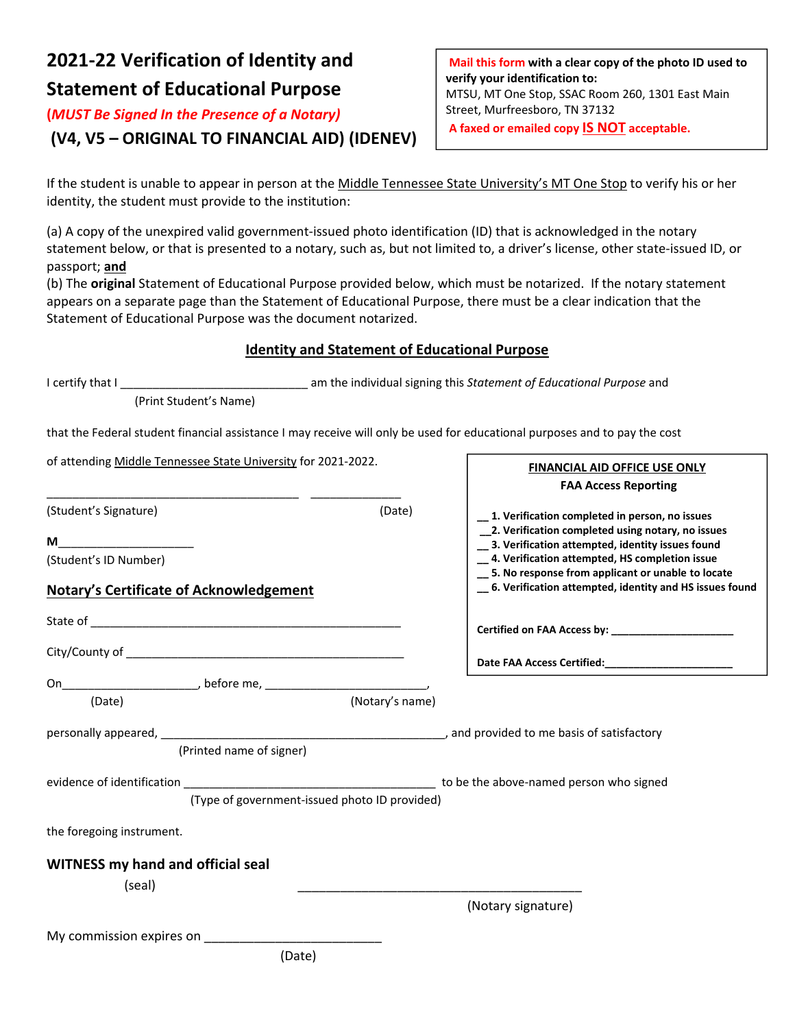# 2021-22 Verification of Identity and Statement of Educational Purpose

*(MUST Be Signed In the Presence of a Notary)*

**(V4, V5 – ORIGINAL TO FINANCIAL AID) (IDENEV)**

**Mail this form with a clear copy of the photo ID used to verify your identification to:**
MTSU, MT One Stop, SSAC Room 260, 1301 East Main Street, Murfreesboro, TN 37132
**A faxed or emailed copy IS NOT acceptable.**

If the student is unable to appear in person at the Middle Tennessee State University's MT One Stop to verify his or her identity, the student must provide to the institution:

(a) A copy of the unexpired valid government-issued photo identification (ID) that is acknowledged in the notary statement below, or that is presented to a notary, such as, but not limited to, a driver's license, other state-issued ID, or passport; **and**
(b) The **original** Statement of Educational Purpose provided below, which must be notarized. If the notary statement appears on a separate page than the Statement of Educational Purpose, there must be a clear indication that the Statement of Educational Purpose was the document notarized.

## Identity and Statement of Educational Purpose

I certify that I ____________________________ am the individual signing this *Statement of Educational Purpose* and
(Print Student's Name)

that the Federal student financial assistance I may receive will only be used for educational purposes and to pay the cost

of attending Middle Tennessee State University for 2021-2022.

________________________________________ ______________
(Student's Signature) (Date)

**M**_____________________
(Student's ID Number)

**FINANCIAL AID OFFICE USE ONLY**
**FAA Access Reporting**

- __ **1. Verification completed in person, no issues**
- __ **2. Verification completed using notary, no issues**
- __ **3. Verification attempted, identity issues found**
- __ **4. Verification attempted, HS completion issue**
- __ **5. No response from applicant or unable to locate**
- __ **6. Verification attempted, identity and HS issues found**

**Certified on FAA Access by:** _____________________

**Date FAA Access Certified:**_____________________

## Notary's Certificate of Acknowledgement

State of _________________________________________________

City/County of ____________________________________________

On_____________________, before me, _________________________,
(Date) (Notary's name)

personally appeared, ____________________________________________, and provided to me basis of satisfactory
(Printed name of signer)

evidence of identification _______________________________________ to be the above-named person who signed
(Type of government-issued photo ID provided)

the foregoing instrument.

**WITNESS my hand and official seal**

(seal) __________________________________________
(Notary signature)

My commission expires on __________________________
(Date)